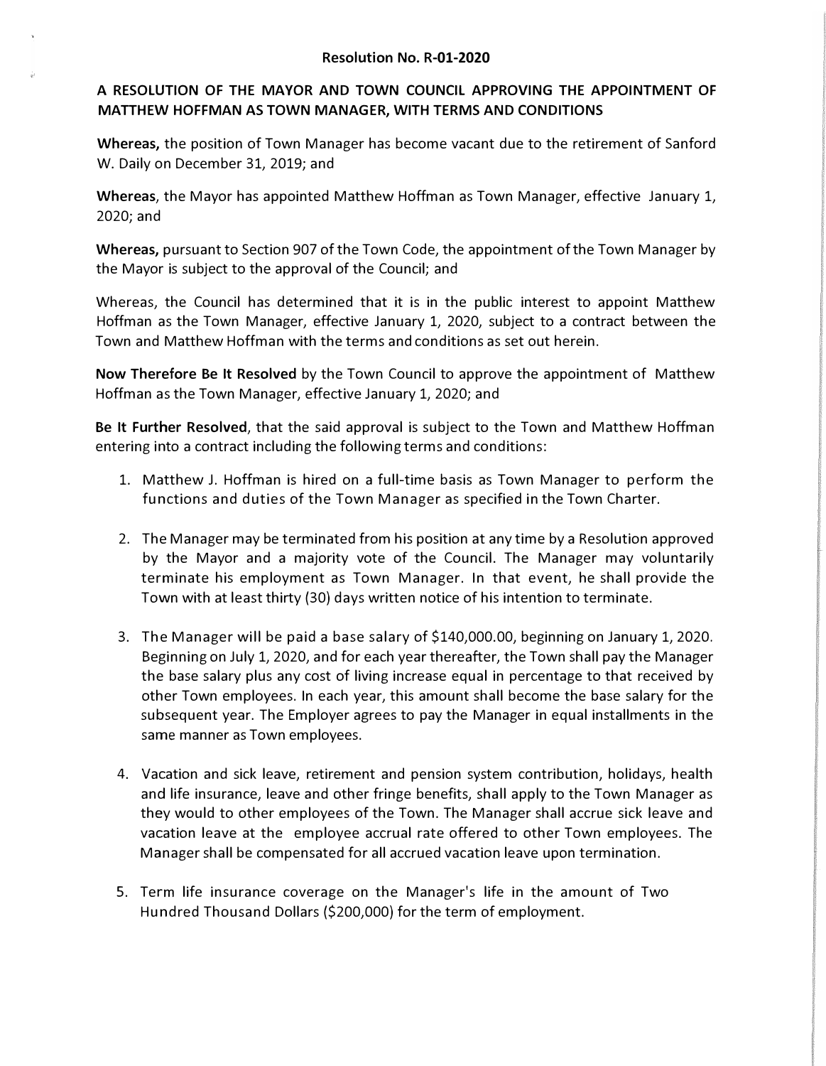# Resolution No. R-01-2020

## A RESOLUTION OF THE MAYOR AND TOWN COUNCIL APPROVING THE APPOINTMENT OF MATTHEW HOFFMAN AS TOWN MANAGER, WITH TERMS AND CONDITIONS

**Whereas,** the position of Town Manager has become vacant due to the retirement of Sanford W. Daily on December 31, 2019; and

**Whereas**, the Mayor has appointed Matthew Hoffman as Town Manager, effective January 1, 2020; and

**Whereas,** pursuant to Section 907 of the Town Code, the appointment of the Town Manager by the Mayor is subject to the approval of the Council; and

Whereas, the Council has determined that it is in the public interest to appoint Matthew Hoffman as the Town Manager, effective January 1, 2020, subject to a contract between the Town and Matthew Hoffman with the terms and conditions as set out herein.

**Now Therefore Be It Resolved** by the Town Council to approve the appointment of Matthew Hoffman as the Town Manager, effective January 1, 2020; and

**Be It Further Resolved**, that the said approval is subject to the Town and Matthew Hoffman entering into a contract including the following terms and conditions:

1. Matthew J. Hoffman is hired on a full-time basis as Town Manager to perform the functions and duties of the Town Manager as specified in the Town Charter.

2. The Manager may be terminated from his position at any time by a Resolution approved by the Mayor and a majority vote of the Council. The Manager may voluntarily terminate his employment as Town Manager. In that event, he shall provide the Town with at least thirty (30) days written notice of his intention to terminate.

3. The Manager will be paid a base salary of $140,000.00, beginning on January 1, 2020. Beginning on July 1, 2020, and for each year thereafter, the Town shall pay the Manager the base salary plus any cost of living increase equal in percentage to that received by other Town employees. In each year, this amount shall become the base salary for the subsequent year. The Employer agrees to pay the Manager in equal installments in the same manner as Town employees.

4. Vacation and sick leave, retirement and pension system contribution, holidays, health and life insurance, leave and other fringe benefits, shall apply to the Town Manager as they would to other employees of the Town. The Manager shall accrue sick leave and vacation leave at the employee accrual rate offered to other Town employees. The Manager shall be compensated for all accrued vacation leave upon termination.

5. Term life insurance coverage on the Manager's life in the amount of Two Hundred Thousand Dollars ($200,000) for the term of employment.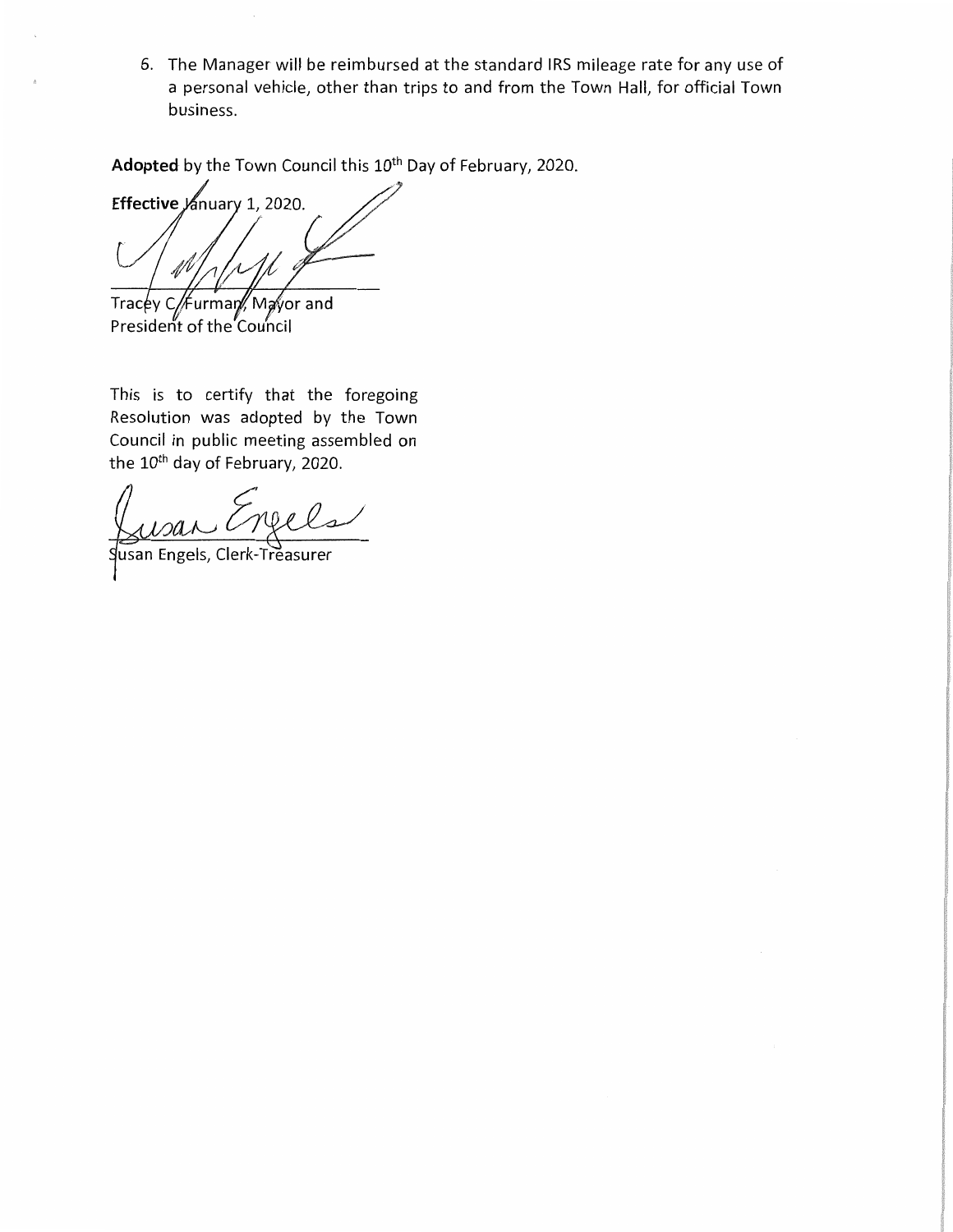6. The Manager will be reimbursed at the standard IRS mileage rate for any use of a personal vehicle, other than trips to and from the Town Hall, for official Town business.

**Adopted** by the Town Council this 10th Day of February, 2020.

**Effective** January 1, 2020.

Tracey C. Furman, Mayor and
President of the Council

This is to certify that the foregoing Resolution was adopted by the Town Council in public meeting assembled on the 10th day of February, 2020.

Susan Engels, Clerk-Treasurer